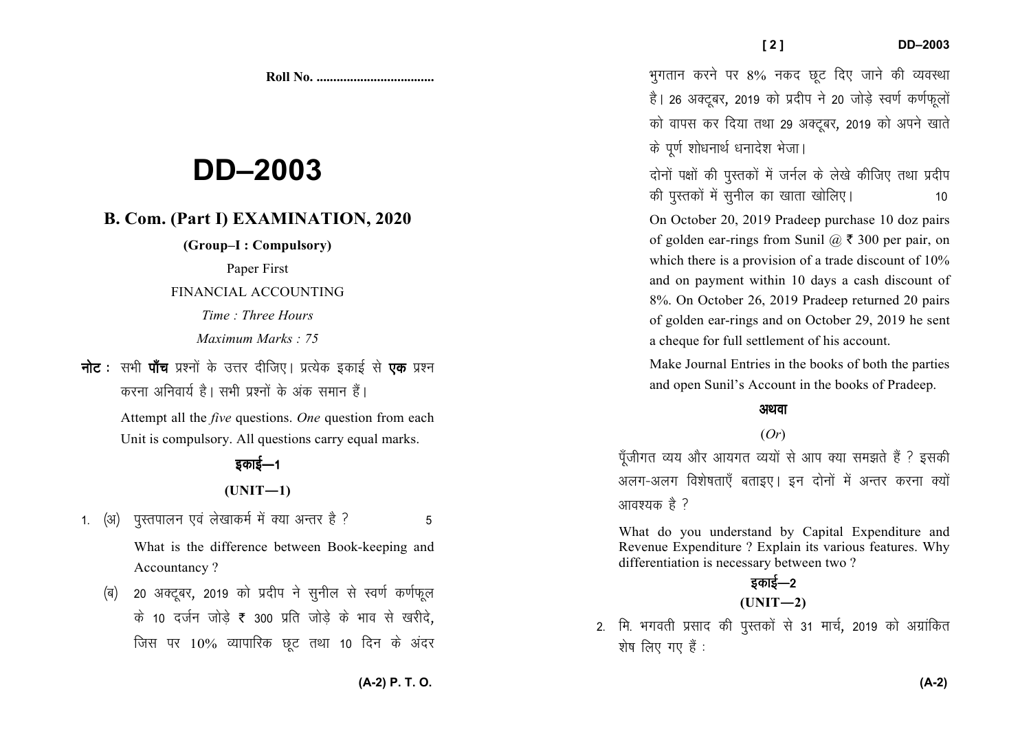Roll No. ..................................

# DD–2003

## B. Com. (Part I) EXAMINATION, 2020

**(Group–I : Compulsory)**

Paper First

FINANCIAL ACCOUNTING

*Time : Three Hours*

*Maximum Marks : 75*

**नोट :** सभी **पाँच** प्रश्नों के उत्तर दीजिए। प्रत्येक इकाई से **एक** प्रश्न करना अनिवार्य है। सभी प्रश्नों के अंक समान हैं।

Attempt all the *five* questions. *One* question from each Unit is compulsory. All questions carry equal marks.

### इकाई—1

### (UNIT—1)

1. (अ) पुस्तपालन एवं लेखाकर्म में क्या अन्तर है ? 5

What is the difference between Book-keeping and Accountancy ?

(ब) 20 अक्टूबर, 2019 को प्रदीप ने सुनील से स्वर्ण कर्णफूल के 10 दर्जन जोड़े ₹ 300 प्रति जोड़े के भाव से खरीदे, जिस पर 10% व्यापारिक छूट तथा 10 दिन के अंदर भुगतान करने पर 8% नकद छूट दिए जाने की व्यवस्था है। 26 अक्टूबर, 2019 को प्रदीप ने 20 जोड़े स्वर्ण कर्णफूलों को वापस कर दिया तथा 29 अक्टूबर, 2019 को अपने खाते के पूर्ण शोधनार्थ धनादेश भेजा।

दोनों पक्षों की पुस्तकों में जर्नल के लेखे कीजिए तथा प्रदीप की पुस्तकों में सुनील का खाता खोलिए। 10

On October 20, 2019 Pradeep purchase 10 doz pairs of golden ear-rings from Sunil @ ₹ 300 per pair, on which there is a provision of a trade discount of 10% and on payment within 10 days a cash discount of 8%. On October 26, 2019 Pradeep returned 20 pairs of golden ear-rings and on October 29, 2019 he sent a cheque for full settlement of his account.

Make Journal Entries in the books of both the parties and open Sunil's Account in the books of Pradeep.

अथवा

(*Or*)

पूँजीगत व्यय और आयगत व्ययों से आप क्या समझते हैं ? इसकी अलग-अलग विशेषताएँ बताइए। इन दोनों में अन्तर करना क्यों आवश्यक है ?

What do you understand by Capital Expenditure and Revenue Expenditure ? Explain its various features. Why differentiation is necessary between two ?

### इकाई—2

### (UNIT—2)

2. मि. भगवती प्रसाद की पुस्तकों से 31 मार्च, 2019 को अग्रांकित शेष लिए गए हैं :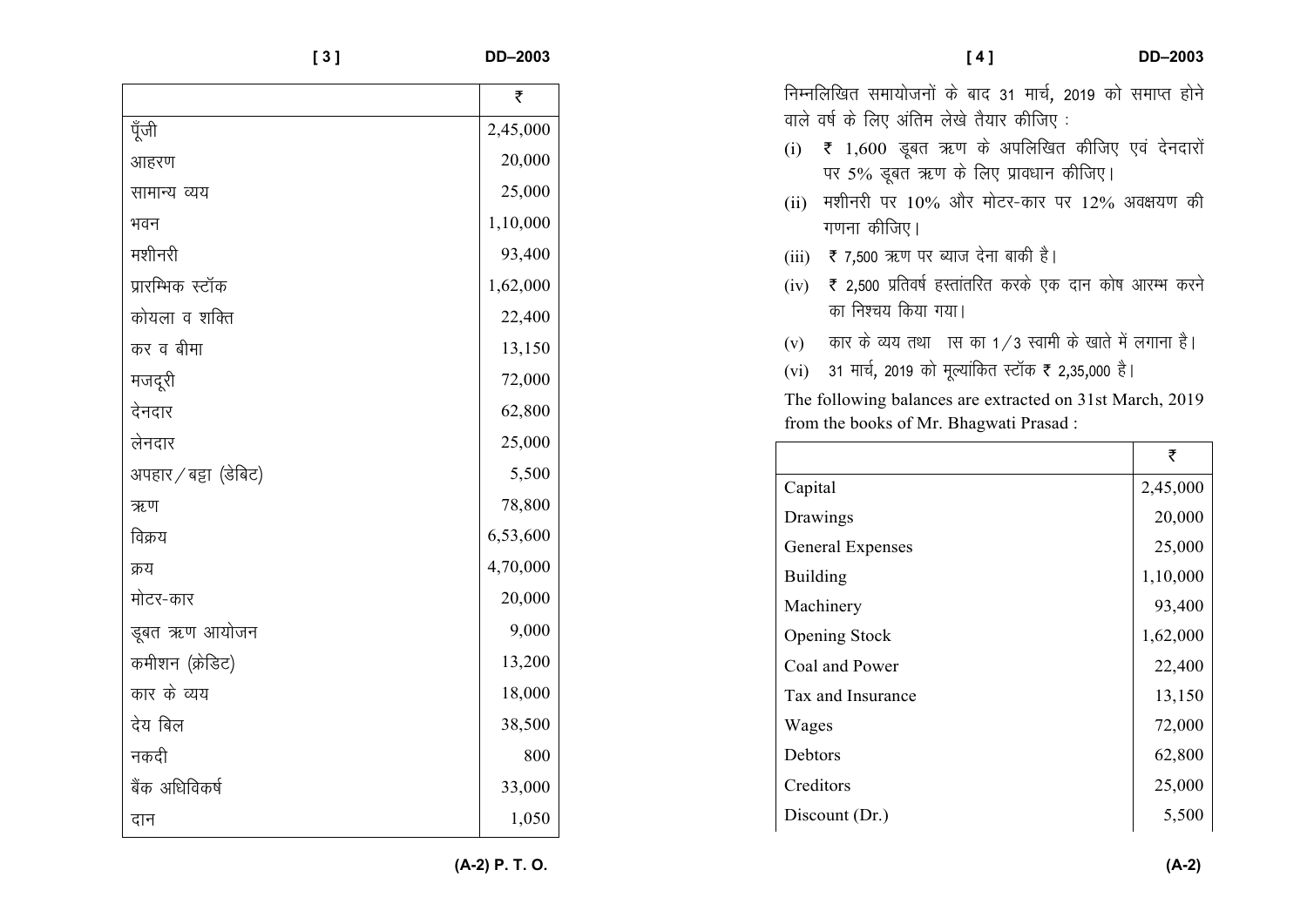| | ₹ |
|---|---|
| पूँजी | 2,45,000 |
| आहरण | 20,000 |
| सामान्य व्यय | 25,000 |
| भवन | 1,10,000 |
| मशीनरी | 93,400 |
| प्रारम्भिक स्टॉक | 1,62,000 |
| कोयला व शक्ति | 22,400 |
| कर व बीमा | 13,150 |
| मजदूरी | 72,000 |
| देनदार | 62,800 |
| लेनदार | 25,000 |
| अपहार / बट्टा (डेबिट) | 5,500 |
| ऋण | 78,800 |
| विक्रय | 6,53,600 |
| क्रय | 4,70,000 |
| मोटर-कार | 20,000 |
| डूबत ऋण आयोजन | 9,000 |
| कमीशन (क्रेडिट) | 13,200 |
| कार के व्यय | 18,000 |
| देय बिल | 38,500 |
| नकदी | 800 |
| बैंक अधिविकर्ष | 33,000 |
| दान | 1,050 |

निम्नलिखित समायोजनों के बाद 31 मार्च, 2019 को समाप्त होने वाले वर्ष के लिए अंतिम लेखे तैयार कीजिए :

(i) ₹ 1,600 डूबत ऋण के अपलिखित कीजिए एवं देनदारों पर 5% डूबत ऋण के लिए प्रावधान कीजिए।

(ii) मशीनरी पर 10% और मोटर-कार पर 12% अवक्षयण की गणना कीजिए।

(iii) ₹ 7,500 ऋण पर ब्याज देना बाकी है।

(iv) ₹ 2,500 प्रतिवर्ष हस्तांतरित करके एक दान कोष आरम्भ करने का निश्चय किया गया।

(v) कार के व्यय तथा ास का 1/3 स्वामी के खाते में लगाना है।

(vi) 31 मार्च, 2019 को मूल्यांकित स्टॉक ₹ 2,35,000 है।

The following balances are extracted on 31st March, 2019 from the books of Mr. Bhagwati Prasad :

| | ₹ |
|---|---|
| Capital | 2,45,000 |
| Drawings | 20,000 |
| General Expenses | 25,000 |
| Building | 1,10,000 |
| Machinery | 93,400 |
| Opening Stock | 1,62,000 |
| Coal and Power | 22,400 |
| Tax and Insurance | 13,150 |
| Wages | 72,000 |
| Debtors | 62,800 |
| Creditors | 25,000 |
| Discount (Dr.) | 5,500 |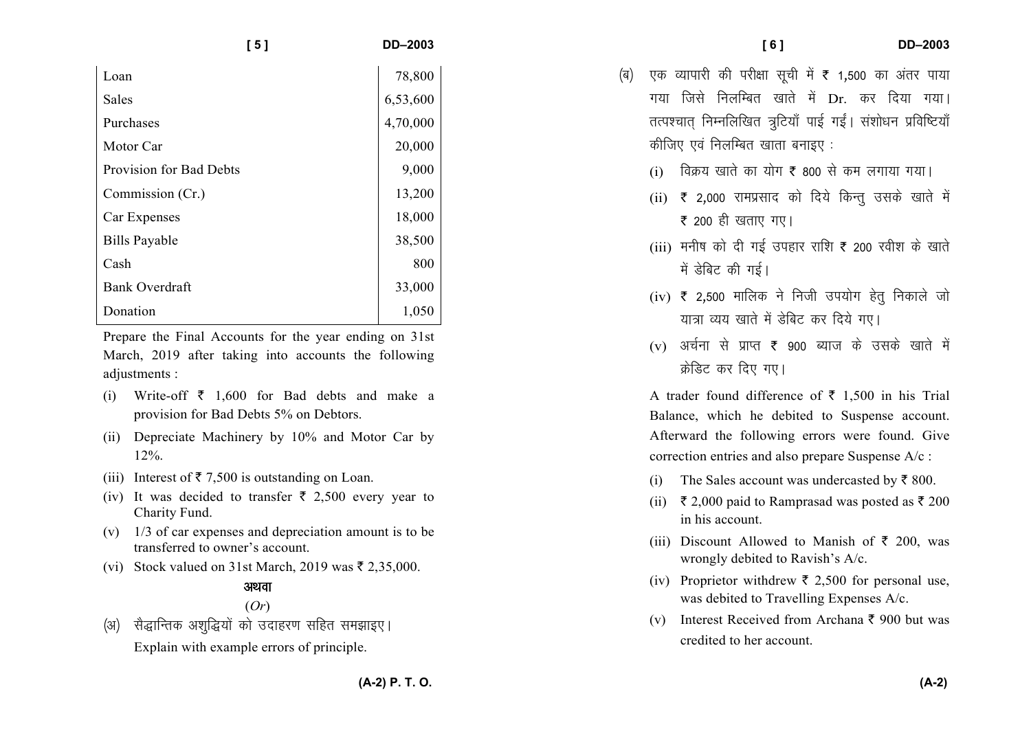| | |
|---|---|
| Loan | 78,800 |
| Sales | 6,53,600 |
| Purchases | 4,70,000 |
| Motor Car | 20,000 |
| Provision for Bad Debts | 9,000 |
| Commission (Cr.) | 13,200 |
| Car Expenses | 18,000 |
| Bills Payable | 38,500 |
| Cash | 800 |
| Bank Overdraft | 33,000 |
| Donation | 1,050 |

Prepare the Final Accounts for the year ending on 31st March, 2019 after taking into accounts the following adjustments :

(i) Write-off ₹ 1,600 for Bad debts and make a provision for Bad Debts 5% on Debtors.

(ii) Depreciate Machinery by 10% and Motor Car by 12%.

(iii) Interest of ₹ 7,500 is outstanding on Loan.

(iv) It was decided to transfer ₹ 2,500 every year to Charity Fund.

(v) 1/3 of car expenses and depreciation amount is to be transferred to owner's account.

(vi) Stock valued on 31st March, 2019 was ₹ 2,35,000.

अथवा

(*Or*)

(अ) सैद्धान्तिक अशुद्धियों को उदाहरण सहित समझाइए।

Explain with example errors of principle.

(ब) एक व्यापारी की परीक्षा सूची में ₹ 1,500 का अंतर पाया गया जिसे निलम्बित खाते में Dr. कर दिया गया। तत्पश्चात् निम्नलिखित त्रुटियाँ पाई गईं। संशोधन प्रविष्टियाँ कीजिए एवं निलम्बित खाता बनाइए :

(i) विक्रय खाते का योग ₹ 800 से कम लगाया गया।

(ii) ₹ 2,000 रामप्रसाद को दिये किन्तु उसके खाते में ₹ 200 ही खताए गए।

(iii) मनीष को दी गई उपहार राशि ₹ 200 रवीश के खाते में डेबिट की गई।

(iv) ₹ 2,500 मालिक ने निजी उपयोग हेतु निकाले जो यात्रा व्यय खाते में डेबिट कर दिये गए।

(v) अर्चना से प्राप्त ₹ 900 ब्याज के उसके खाते में क्रेडिट कर दिए गए।

A trader found difference of ₹ 1,500 in his Trial Balance, which he debited to Suspense account. Afterward the following errors were found. Give correction entries and also prepare Suspense A/c :

(i) The Sales account was undercasted by ₹ 800.

(ii) ₹ 2,000 paid to Ramprasad was posted as ₹ 200 in his account.

(iii) Discount Allowed to Manish of ₹ 200, was wrongly debited to Ravish's A/c.

(iv) Proprietor withdrew ₹ 2,500 for personal use, was debited to Travelling Expenses A/c.

(v) Interest Received from Archana ₹ 900 but was credited to her account.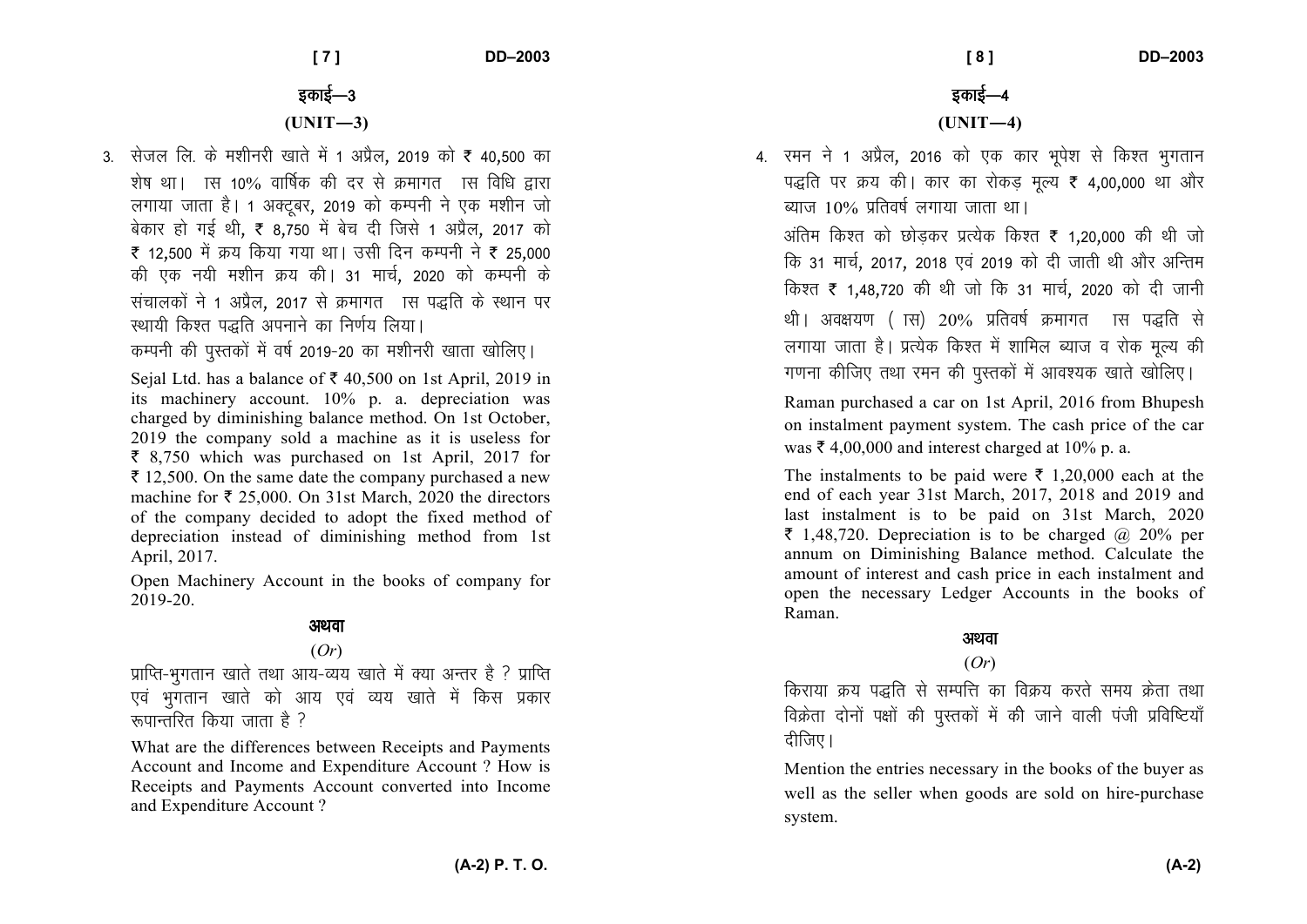## इकाई—3

## (UNIT—3)

3. सेजल लि. के मशीनरी खाते में 1 अप्रैल, 2019 को ₹ 40,500 का शेष था। ह्रास 10% वार्षिक की दर से क्रमागत ह्रास विधि द्वारा लगाया जाता है। 1 अक्टूबर, 2019 को कम्पनी ने एक मशीन जो बेकार हो गई थी, ₹ 8,750 में बेच दी जिसे 1 अप्रैल, 2017 को ₹ 12,500 में क्रय किया गया था। उसी दिन कम्पनी ने ₹ 25,000 की एक नयी मशीन क्रय की। 31 मार्च, 2020 को कम्पनी के संचालकों ने 1 अप्रैल, 2017 से क्रमागत ह्रास पद्धति के स्थान पर स्थायी किश्त पद्धति अपनाने का निर्णय लिया।

   कम्पनी की पुस्तकों में वर्ष 2019-20 का मशीनरी खाता खोलिए।

   Sejal Ltd. has a balance of ₹ 40,500 on 1st April, 2019 in its machinery account. 10% p. a. depreciation was charged by diminishing balance method. On 1st October, 2019 the company sold a machine as it is useless for ₹ 8,750 which was purchased on 1st April, 2017 for ₹ 12,500. On the same date the company purchased a new machine for ₹ 25,000. On 31st March, 2020 the directors of the company decided to adopt the fixed method of depreciation instead of diminishing method from 1st April, 2017.

   Open Machinery Account in the books of company for 2019-20.

**अथवा**

(*Or*)

प्राप्ति-भुगतान खाते तथा आय-व्यय खाते में क्या अन्तर है ? प्राप्ति एवं भुगतान खाते को आय एवं व्यय खाते में किस प्रकार रूपान्तरित किया जाता है ?

What are the differences between Receipts and Payments Account and Income and Expenditure Account ? How is Receipts and Payments Account converted into Income and Expenditure Account ?

## इकाई—4

## (UNIT—4)

4. रमन ने 1 अप्रैल, 2016 को एक कार भूपेश से किश्त भुगतान पद्धति पर क्रय की। कार का रोकड़ मूल्य ₹ 4,00,000 था और ब्याज 10% प्रतिवर्ष लगाया जाता था।

   अंतिम किश्त को छोड़कर प्रत्येक किश्त ₹ 1,20,000 की थी जो कि 31 मार्च, 2017, 2018 एवं 2019 को दी जाती थी और अन्तिम किश्त ₹ 1,48,720 की थी जो कि 31 मार्च, 2020 को दी जानी थी। अवक्षयण (ह्रास) 20% प्रतिवर्ष क्रमागत ह्रास पद्धति से लगाया जाता है। प्रत्येक किश्त में शामिल ब्याज व रोक मूल्य की गणना कीजिए तथा रमन की पुस्तकों में आवश्यक खाते खोलिए।

   Raman purchased a car on 1st April, 2016 from Bhupesh on instalment payment system. The cash price of the car was ₹ 4,00,000 and interest charged at 10% p. a.

   The instalments to be paid were ₹ 1,20,000 each at the end of each year 31st March, 2017, 2018 and 2019 and last instalment is to be paid on 31st March, 2020 ₹ 1,48,720. Depreciation is to be charged @ 20% per annum on Diminishing Balance method. Calculate the amount of interest and cash price in each instalment and open the necessary Ledger Accounts in the books of Raman.

**अथवा**

(*Or*)

किराया क्रय पद्धति से सम्पत्ति का विक्रय करते समय क्रेता तथा विक्रेता दोनों पक्षों की पुस्तकों में की जाने वाली पंजी प्रविष्टियाँ दीजिए।

Mention the entries necessary in the books of the buyer as well as the seller when goods are sold on hire-purchase system.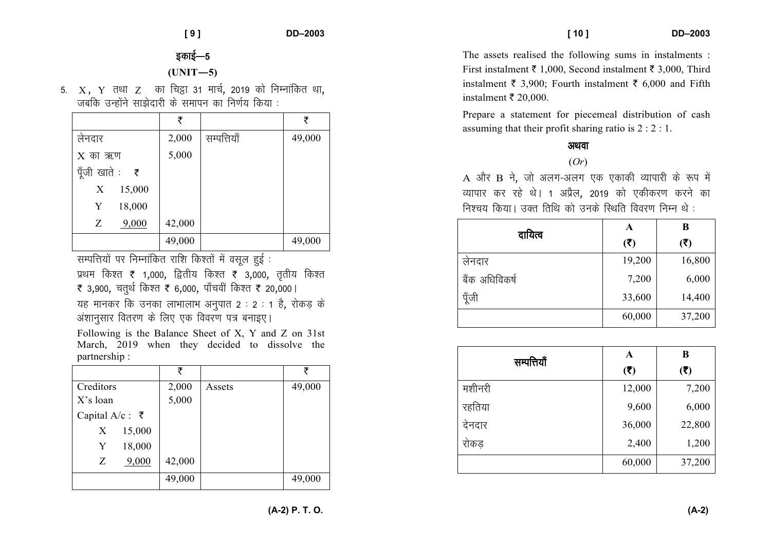## इकाई—5

## (UNIT—5)

5. X, Y तथा Z का चिट्ठा 31 मार्च, 2019 को निम्नांकित था, जबकि उन्होंने साझेदारी के समापन का निर्णय किया :

| | ₹ | | ₹ |
|---|---|---|---|
| लेनदार | 2,000 | सम्पत्तियाँ | 49,000 |
| X का ऋण | 5,000 | | |
| पूँजी खाते : ₹ | | | |
| X 15,000 | | | |
| Y 18,000 | | | |
| Z 9,000 | 42,000 | | |
| | 49,000 | | 49,000 |

सम्पत्तियों पर निम्नांकित राशि किश्तों में वसूल हुई :

प्रथम किश्त ₹ 1,000, द्वितीय किश्त ₹ 3,000, तृतीय किश्त ₹ 3,900, चतुर्थ किश्त ₹ 6,000, पाँचवीं किश्त ₹ 20,000।

यह मानकर कि उनका लाभालाभ अनुपात 2 : 2 : 1 है, रोकड़ के अंशानुसार वितरण के लिए एक विवरण पत्र बनाइए।

Following is the Balance Sheet of X, Y and Z on 31st March, 2019 when they decided to dissolve the partnership :

| | ₹ | | ₹ |
|---|---|---|---|
| Creditors | 2,000 | Assets | 49,000 |
| X's loan | 5,000 | | |
| Capital A/c : ₹ | | | |
| X 15,000 | | | |
| Y 18,000 | | | |
| Z 9,000 | 42,000 | | |
| | 49,000 | | 49,000 |

The assets realised the following sums in instalments : First instalment ₹ 1,000, Second instalment ₹ 3,000, Third instalment ₹ 3,900; Fourth instalment ₹ 6,000 and Fifth instalment ₹ 20,000.

Prepare a statement for piecemeal distribution of cash assuming that their profit sharing ratio is 2 : 2 : 1.

**अथवा**

*(Or)*

A और B ने, जो अलग-अलग एक एकाकी व्यापारी के रूप में व्यापार कर रहे थे। 1 अप्रैल, 2019 को एकीकरण करने का निश्चय किया। उक्त तिथि को उनके स्थिति विवरण निम्न थे :

| दायित्व | A (₹) | B (₹) |
|---|---|---|
| लेनदार | 19,200 | 16,800 |
| बैंक अधिविकर्ष | 7,200 | 6,000 |
| पूँजी | 33,600 | 14,400 |
| | 60,000 | 37,200 |

| सम्पत्तियाँ | A (₹) | B (₹) |
|---|---|---|
| मशीनरी | 12,000 | 7,200 |
| रहतिया | 9,600 | 6,000 |
| देनदार | 36,000 | 22,800 |
| रोकड़ | 2,400 | 1,200 |
| | 60,000 | 37,200 |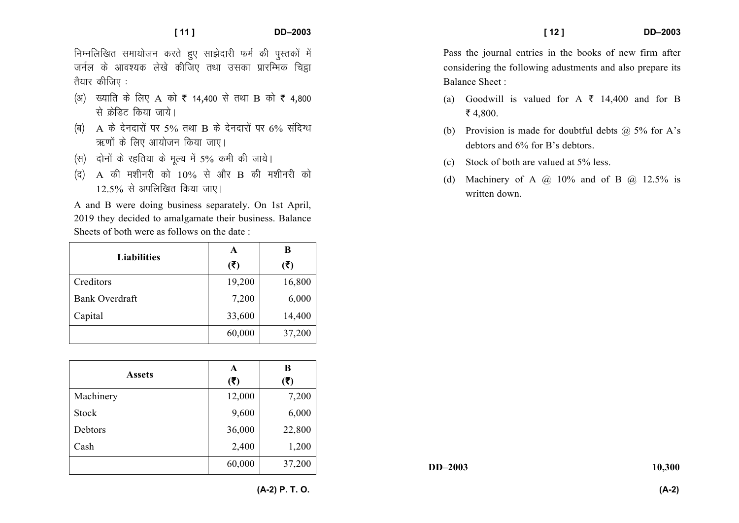निम्नलिखित समायोजन करते हुए साझेदारी फर्म की पुस्तकों में जर्नल के आवश्यक लेखे कीजिए तथा उसका प्रारम्भिक चिट्ठा तैयार कीजिए :

(अ) ख्याति के लिए A को ₹ 14,400 से तथा B को ₹ 4,800 से क्रेडिट किया जाये।

(ब) A के देनदारों पर 5% तथा B के देनदारों पर 6% संदिग्ध ऋणों के लिए आयोजन किया जाए।

(स) दोनों के रहतिया के मूल्य में 5% कमी की जाये।

(द) A की मशीनरी को 10% से और B की मशीनरी को 12.5% से अपलिखित किया जाए।

A and B were doing business separately. On 1st April, 2019 they decided to amalgamate their business. Balance Sheets of both were as follows on the date :

| Liabilities | A (₹) | B (₹) |
|---|---|---|
| Creditors | 19,200 | 16,800 |
| Bank Overdraft | 7,200 | 6,000 |
| Capital | 33,600 | 14,400 |
| | 60,000 | 37,200 |

| Assets | A (₹) | B (₹) |
|---|---|---|
| Machinery | 12,000 | 7,200 |
| Stock | 9,600 | 6,000 |
| Debtors | 36,000 | 22,800 |
| Cash | 2,400 | 1,200 |
| | 60,000 | 37,200 |

Pass the journal entries in the books of new firm after considering the following adustments and also prepare its Balance Sheet :

(a) Goodwill is valued for A ₹ 14,400 and for B ₹ 4,800.

(b) Provision is made for doubtful debts @ 5% for A's debtors and 6% for B's debtors.

(c) Stock of both are valued at 5% less.

(d) Machinery of A @ 10% and of B @ 12.5% is written down.

DD–2003 10,300